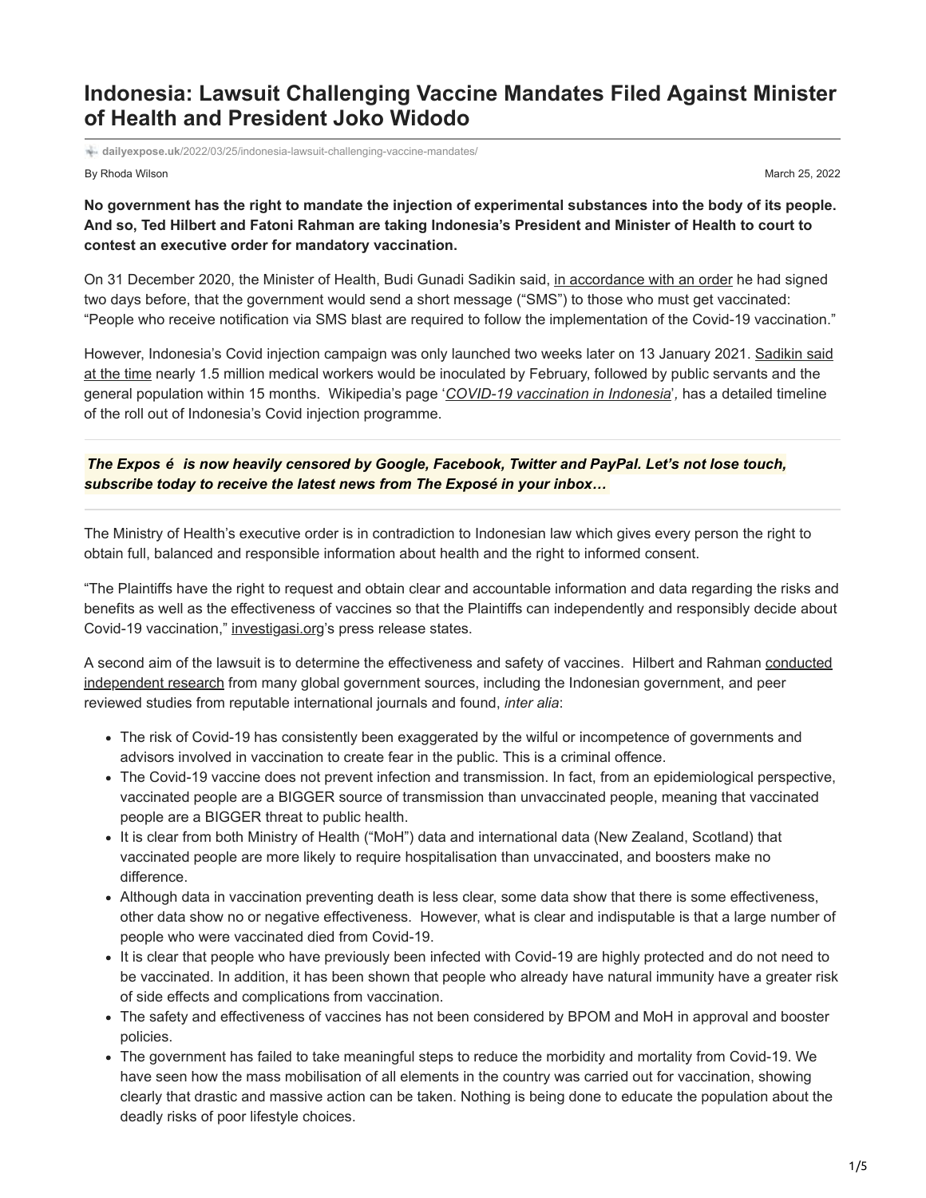# Indonesia: Lawsuit Challenging Vaccine Mandates Filed Against Minister of Health and President Joko Widodo

dailyexpose.uk/2022/03/25/indonesia-lawsuit-challenging-vaccine-mandates/

By Rhoda Wilson

March 25, 2022

**No government has the right to mandate the injection of experimental substances into the body of its people. And so, Ted Hilbert and Fatoni Rahman are taking Indonesia's President and Minister of Health to court to contest an executive order for mandatory vaccination.**

On 31 December 2020, the Minister of Health, Budi Gunadi Sadikin said, in accordance with an order he had signed two days before, that the government would send a short message ("SMS") to those who must get vaccinated: "People who receive notification via SMS blast are required to follow the implementation of the Covid-19 vaccination."

However, Indonesia's Covid injection campaign was only launched two weeks later on 13 January 2021. Sadikin said at the time nearly 1.5 million medical workers would be inoculated by February, followed by public servants and the general population within 15 months. Wikipedia's page '*COVID-19 vaccination in Indonesia*', has a detailed timeline of the roll out of Indonesia's Covid injection programme.

***The Expos é is now heavily censored by Google, Facebook, Twitter and PayPal. Let's not lose touch, subscribe today to receive the latest news from The Exposé in your inbox…***

The Ministry of Health's executive order is in contradiction to Indonesian law which gives every person the right to obtain full, balanced and responsible information about health and the right to informed consent.

"The Plaintiffs have the right to request and obtain clear and accountable information and data regarding the risks and benefits as well as the effectiveness of vaccines so that the Plaintiffs can independently and responsibly decide about Covid-19 vaccination," investigasi.org's press release states.

A second aim of the lawsuit is to determine the effectiveness and safety of vaccines. Hilbert and Rahman conducted independent research from many global government sources, including the Indonesian government, and peer reviewed studies from reputable international journals and found, *inter alia*:

- The risk of Covid-19 has consistently been exaggerated by the wilful or incompetence of governments and advisors involved in vaccination to create fear in the public. This is a criminal offence.
- The Covid-19 vaccine does not prevent infection and transmission. In fact, from an epidemiological perspective, vaccinated people are a BIGGER source of transmission than unvaccinated people, meaning that vaccinated people are a BIGGER threat to public health.
- It is clear from both Ministry of Health ("MoH") data and international data (New Zealand, Scotland) that vaccinated people are more likely to require hospitalisation than unvaccinated, and boosters make no difference.
- Although data in vaccination preventing death is less clear, some data show that there is some effectiveness, other data show no or negative effectiveness. However, what is clear and indisputable is that a large number of people who were vaccinated died from Covid-19.
- It is clear that people who have previously been infected with Covid-19 are highly protected and do not need to be vaccinated. In addition, it has been shown that people who already have natural immunity have a greater risk of side effects and complications from vaccination.
- The safety and effectiveness of vaccines has not been considered by BPOM and MoH in approval and booster policies.
- The government has failed to take meaningful steps to reduce the morbidity and mortality from Covid-19. We have seen how the mass mobilisation of all elements in the country was carried out for vaccination, showing clearly that drastic and massive action can be taken. Nothing is being done to educate the population about the deadly risks of poor lifestyle choices.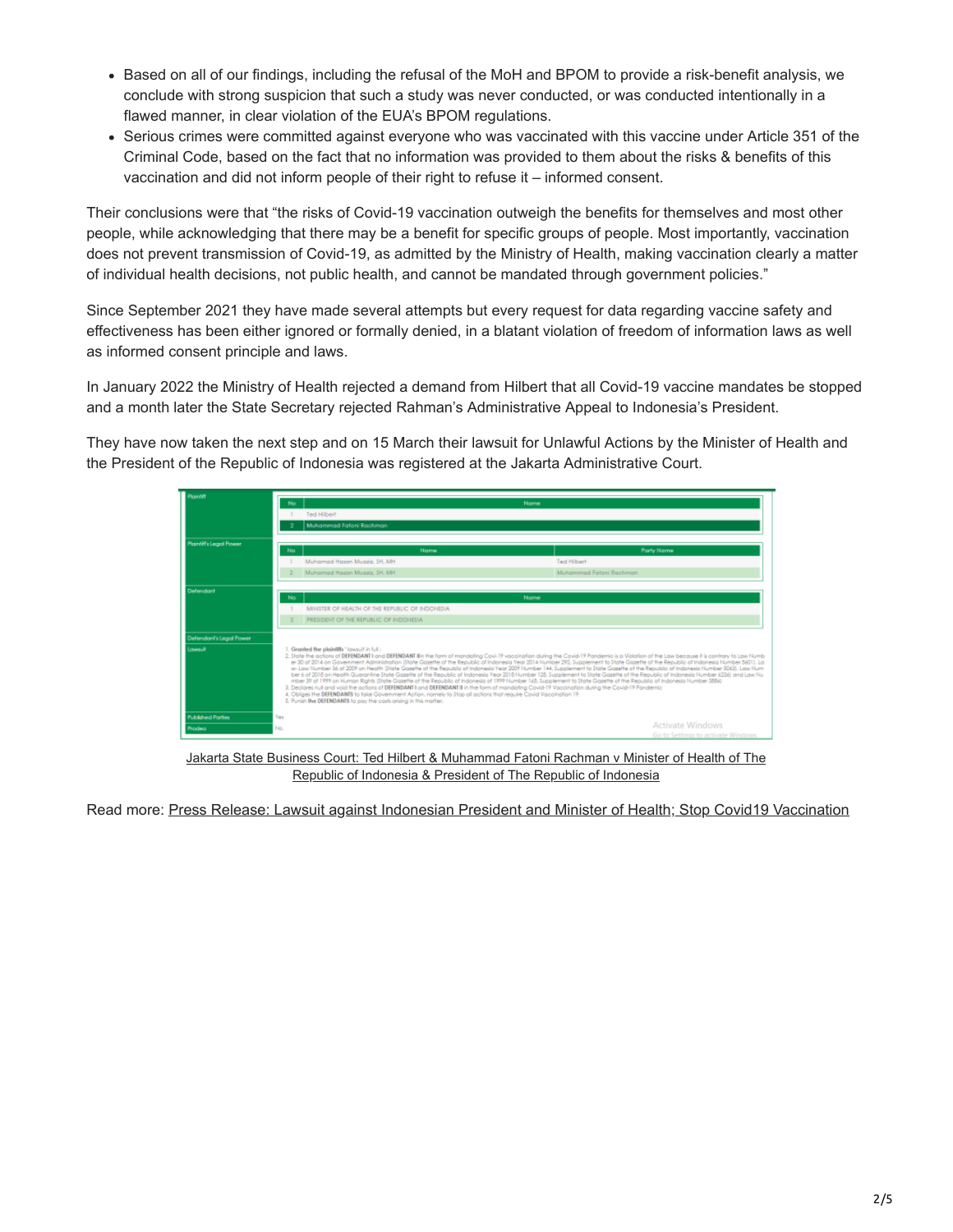- Based on all of our findings, including the refusal of the MoH and BPOM to provide a risk-benefit analysis, we conclude with strong suspicion that such a study was never conducted, or was conducted intentionally in a flawed manner, in clear violation of the EUA's BPOM regulations.
- Serious crimes were committed against everyone who was vaccinated with this vaccine under Article 351 of the Criminal Code, based on the fact that no information was provided to them about the risks & benefits of this vaccination and did not inform people of their right to refuse it – informed consent.

Their conclusions were that "the risks of Covid-19 vaccination outweigh the benefits for themselves and most other people, while acknowledging that there may be a benefit for specific groups of people. Most importantly, vaccination does not prevent transmission of Covid-19, as admitted by the Ministry of Health, making vaccination clearly a matter of individual health decisions, not public health, and cannot be mandated through government policies."

Since September 2021 they have made several attempts but every request for data regarding vaccine safety and effectiveness has been either ignored or formally denied, in a blatant violation of freedom of information laws as well as informed consent principle and laws.

In January 2022 the Ministry of Health rejected a demand from Hilbert that all Covid-19 vaccine mandates be stopped and a month later the State Secretary rejected Rahman's Administrative Appeal to Indonesia's President.

They have now taken the next step and on 15 March their lawsuit for Unlawful Actions by the Minister of Health and the President of the Republic of Indonesia was registered at the Jakarta Administrative Court.

| Field | Details |
|---|---|
| Plaintiff | 1. Ted Hilbert<br>2. Muhammad Fatoni Rachman |
| Plaintiff's Legal Power | 1. Muhamad Hasan Muaziz, SH, MH — Party Name: Ted Hilbert<br>2. Muhamad Hasan Muaziz, SH, MH — Party Name: Muhammad Fatoni Rachman |
| Defendant | 1. MINISTER OF HEALTH OF THE REPUBLIC OF INDONESIA<br>2. PRESIDENT OF THE REPUBLIC OF INDONESIA |
| Defendant's Legal Power | |
| Lawsuit | 1. Granted the plaintiffs' lawsuit in full ;<br>2. State the actions of DEFENDANT I and DEFENDANT II in the form of mandating Covid-19 vaccination during the Covid-19 Pandemic is a Violation of the Law because it is contrary to Law Number 30 of 2014 on Government Administration (State Gazette of the Republic of Indonesia Year 2014 Number 292, Supplement to State Gazette of the Republic of Indonesia Number 5601), Law Number 36 of 2009 on Health (State Gazette of the Republic of Indonesia Year 2009 Number 144, Supplement to State Gazette of the Republic of Indonesia Number 5063), Law Number 6 of 2018 on Health Quarantine (State Gazette of the Republic of Indonesia Year 2018 Number 128, Supplement to State Gazette of the Republic of Indonesia Number 6236) and Law Number 39 of 1999 on Human Rights (State Gazette of the Republic of Indonesia of 1999 Number 165, Supplement to State Gazette of the Republic of Indonesia Number 3886)<br>3. Declares null and void the actions of DEFENDANT I and DEFENDANT II in the form of mandating Covid-19 Vaccination during the Covid-19 Pandemic<br>4. Obliges the DEFENDANTS to take Government Action, namely to Stop all actions that require Covid Vaccination 19.<br>5. Punish the DEFENDANTS to pay the costs arising in this matter. |
| Published Parties | Yes |
| Prodeo | No |

Jakarta State Business Court: Ted Hilbert & Muhammad Fatoni Rachman v Minister of Health of The Republic of Indonesia & President of The Republic of Indonesia

Read more: Press Release: Lawsuit against Indonesian President and Minister of Health; Stop Covid19 Vaccination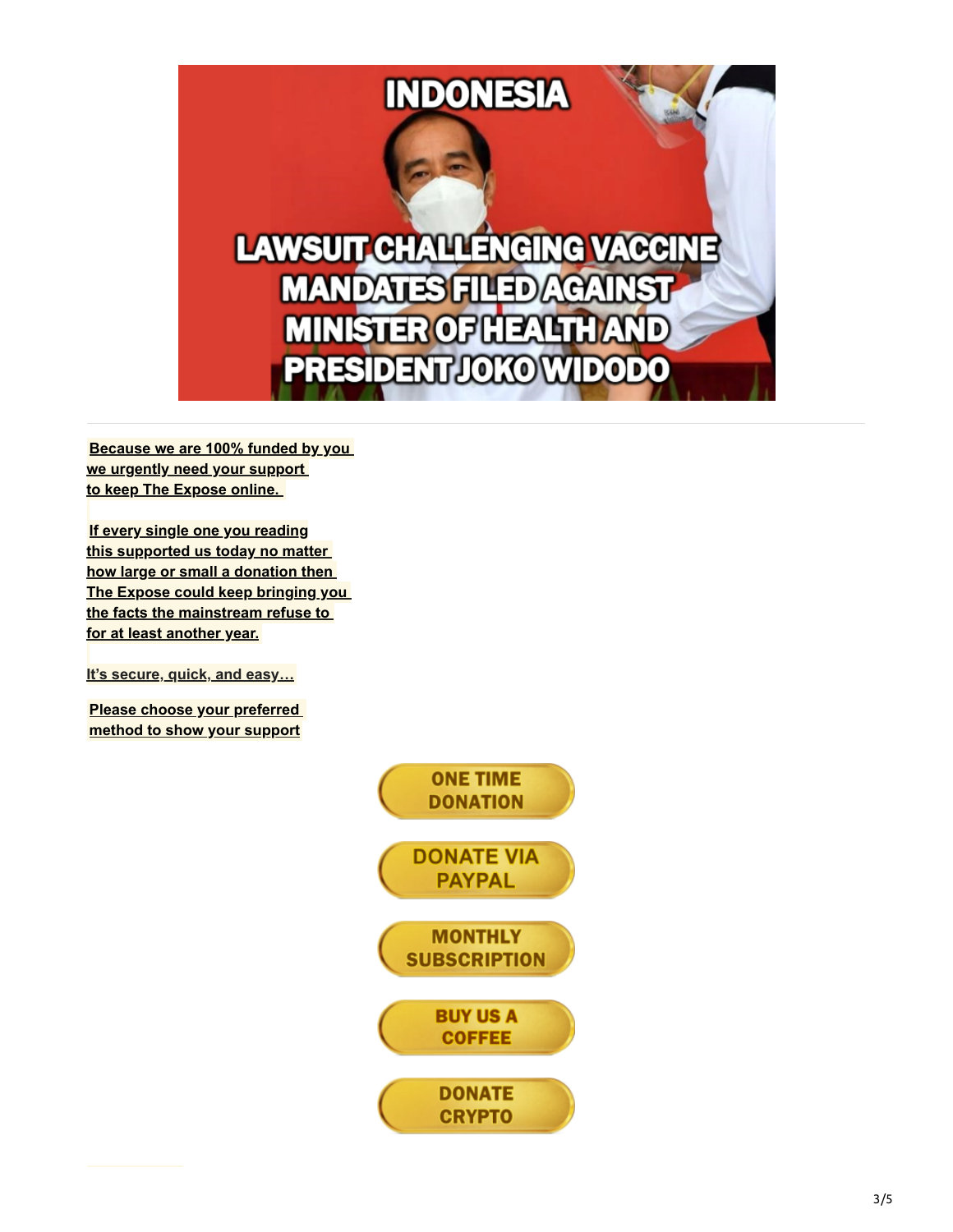INDONESIA

LAWSUIT CHALLENGING VACCINE MANDATES FILED AGAINST MINISTER OF HEALTH AND PRESIDENT JOKO WIDODO

**Because we are 100% funded by you we urgently need your support to keep The Expose online.**

**If every single one you reading this supported us today no matter how large or small a donation then The Expose could keep bringing you the facts the mainstream refuse to for at least another year.**

**It's secure, quick, and easy…**

**Please choose your preferred method to show your support**

ONE TIME DONATION

DONATE VIA PAYPAL

MONTHLY SUBSCRIPTION

BUY US A COFFEE

DONATE CRYPTO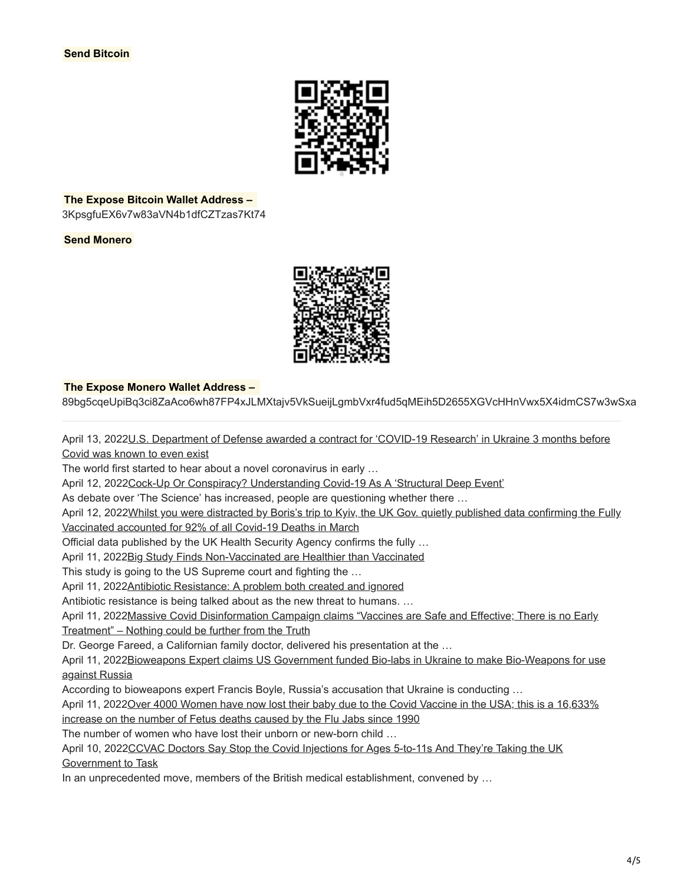**Send Bitcoin**

**The Expose Bitcoin Wallet Address –**
3KpsgfuEX6v7w83aVN4b1dfCZTzas7Kt74

**Send Monero**

**The Expose Monero Wallet Address –**
89bg5cqeUpiBq3ci8ZaAco6wh87FP4xJLMXtajv5VkSueijLgmbVxr4fud5qMEih5D2655XGVcHHnVwx5X4idmCS7w3wSxa

---

April 13, 2022U.S. Department of Defense awarded a contract for 'COVID-19 Research' in Ukraine 3 months before Covid was known to even exist
The world first started to hear about a novel coronavirus in early …
April 12, 2022Cock-Up Or Conspiracy? Understanding Covid-19 As A 'Structural Deep Event'
As debate over 'The Science' has increased, people are questioning whether there …
April 12, 2022Whilst you were distracted by Boris's trip to Kyiv, the UK Gov. quietly published data confirming the Fully Vaccinated accounted for 92% of all Covid-19 Deaths in March
Official data published by the UK Health Security Agency confirms the fully …
April 11, 2022Big Study Finds Non-Vaccinated are Healthier than Vaccinated
This study is going to the US Supreme court and fighting the …
April 11, 2022Antibiotic Resistance: A problem both created and ignored
Antibiotic resistance is being talked about as the new threat to humans. …
April 11, 2022Massive Covid Disinformation Campaign claims "Vaccines are Safe and Effective; There is no Early Treatment" – Nothing could be further from the Truth
Dr. George Fareed, a Californian family doctor, delivered his presentation at the …
April 11, 2022Bioweapons Expert claims US Government funded Bio-labs in Ukraine to make Bio-Weapons for use against Russia
According to bioweapons expert Francis Boyle, Russia's accusation that Ukraine is conducting …
April 11, 2022Over 4000 Women have now lost their baby due to the Covid Vaccine in the USA; this is a 16,633% increase on the number of Fetus deaths caused by the Flu Jabs since 1990
The number of women who have lost their unborn or new-born child …
April 10, 2022CCVAC Doctors Say Stop the Covid Injections for Ages 5-to-11s And They're Taking the UK Government to Task
In an unprecedented move, members of the British medical establishment, convened by …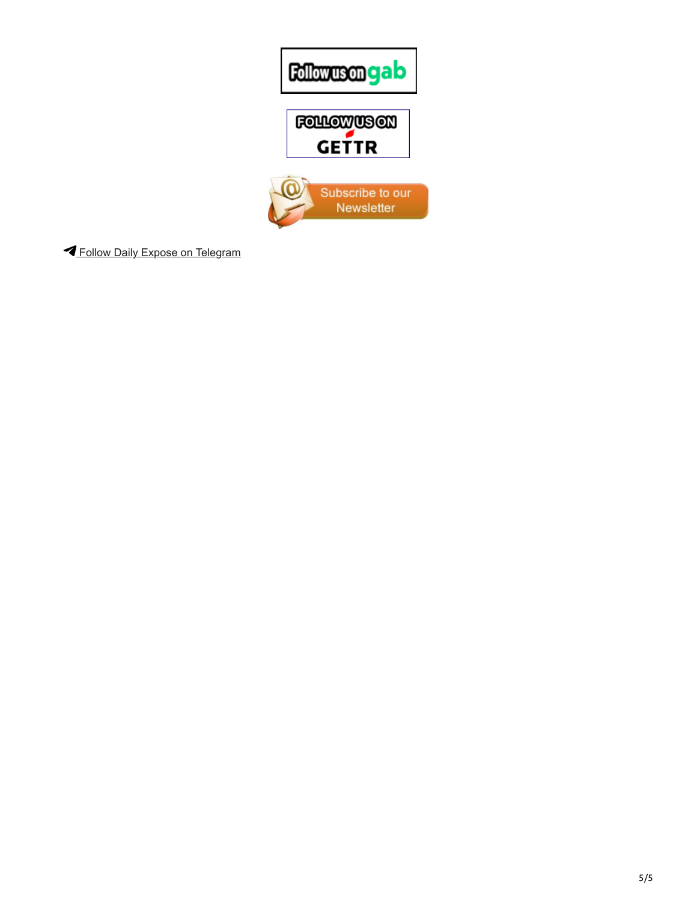Follow us on gab

FOLLOW US ON GETTR

Subscribe to our Newsletter

Follow Daily Expose on Telegram